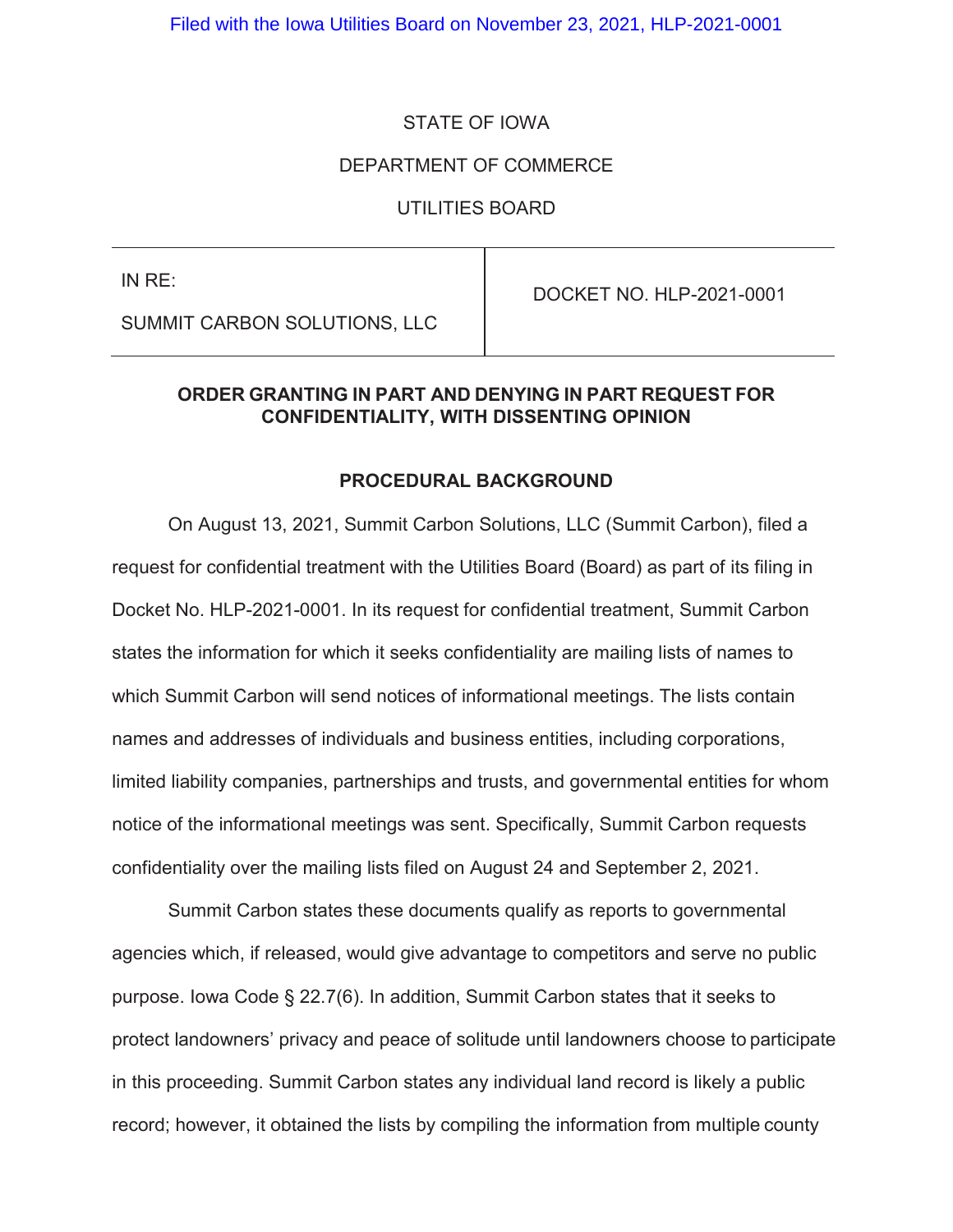STATE OF IOWA

DEPARTMENT OF COMMERCE

UTILITIES BOARD

| IN RE: SUMMIT CARBON SOLUTIONS, LLC | DOCKET NO. HLP-2021-0001 |
|---|---|

**ORDER GRANTING IN PART AND DENYING IN PART REQUEST FOR CONFIDENTIALITY, WITH DISSENTING OPINION**

**PROCEDURAL BACKGROUND**

On August 13, 2021, Summit Carbon Solutions, LLC (Summit Carbon), filed a request for confidential treatment with the Utilities Board (Board) as part of its filing in Docket No. HLP-2021-0001. In its request for confidential treatment, Summit Carbon states the information for which it seeks confidentiality are mailing lists of names to which Summit Carbon will send notices of informational meetings. The lists contain names and addresses of individuals and business entities, including corporations, limited liability companies, partnerships and trusts, and governmental entities for whom notice of the informational meetings was sent. Specifically, Summit Carbon requests confidentiality over the mailing lists filed on August 24 and September 2, 2021.

Summit Carbon states these documents qualify as reports to governmental agencies which, if released, would give advantage to competitors and serve no public purpose. Iowa Code § 22.7(6). In addition, Summit Carbon states that it seeks to protect landowners' privacy and peace of solitude until landowners choose to participate in this proceeding. Summit Carbon states any individual land record is likely a public record; however, it obtained the lists by compiling the information from multiple county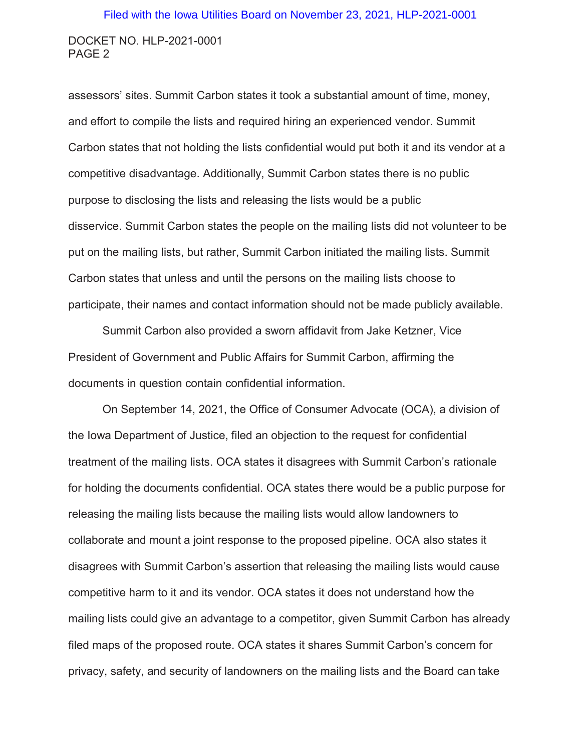assessors' sites. Summit Carbon states it took a substantial amount of time, money, and effort to compile the lists and required hiring an experienced vendor. Summit Carbon states that not holding the lists confidential would put both it and its vendor at a competitive disadvantage. Additionally, Summit Carbon states there is no public purpose to disclosing the lists and releasing the lists would be a public disservice. Summit Carbon states the people on the mailing lists did not volunteer to be put on the mailing lists, but rather, Summit Carbon initiated the mailing lists. Summit Carbon states that unless and until the persons on the mailing lists choose to participate, their names and contact information should not be made publicly available.

Summit Carbon also provided a sworn affidavit from Jake Ketzner, Vice President of Government and Public Affairs for Summit Carbon, affirming the documents in question contain confidential information.

On September 14, 2021, the Office of Consumer Advocate (OCA), a division of the Iowa Department of Justice, filed an objection to the request for confidential treatment of the mailing lists. OCA states it disagrees with Summit Carbon's rationale for holding the documents confidential. OCA states there would be a public purpose for releasing the mailing lists because the mailing lists would allow landowners to collaborate and mount a joint response to the proposed pipeline. OCA also states it disagrees with Summit Carbon's assertion that releasing the mailing lists would cause competitive harm to it and its vendor. OCA states it does not understand how the mailing lists could give an advantage to a competitor, given Summit Carbon has already filed maps of the proposed route. OCA states it shares Summit Carbon's concern for privacy, safety, and security of landowners on the mailing lists and the Board can take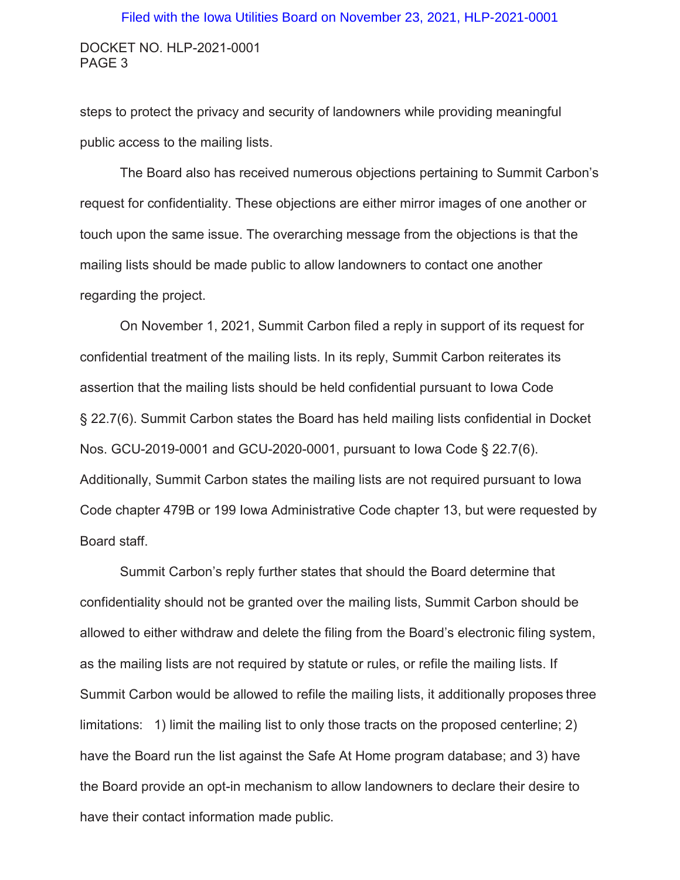steps to protect the privacy and security of landowners while providing meaningful public access to the mailing lists.

The Board also has received numerous objections pertaining to Summit Carbon's request for confidentiality. These objections are either mirror images of one another or touch upon the same issue. The overarching message from the objections is that the mailing lists should be made public to allow landowners to contact one another regarding the project.

On November 1, 2021, Summit Carbon filed a reply in support of its request for confidential treatment of the mailing lists. In its reply, Summit Carbon reiterates its assertion that the mailing lists should be held confidential pursuant to Iowa Code § 22.7(6). Summit Carbon states the Board has held mailing lists confidential in Docket Nos. GCU-2019-0001 and GCU-2020-0001, pursuant to Iowa Code § 22.7(6). Additionally, Summit Carbon states the mailing lists are not required pursuant to Iowa Code chapter 479B or 199 Iowa Administrative Code chapter 13, but were requested by Board staff.

Summit Carbon's reply further states that should the Board determine that confidentiality should not be granted over the mailing lists, Summit Carbon should be allowed to either withdraw and delete the filing from the Board's electronic filing system, as the mailing lists are not required by statute or rules, or refile the mailing lists. If Summit Carbon would be allowed to refile the mailing lists, it additionally proposes three limitations: 1) limit the mailing list to only those tracts on the proposed centerline; 2) have the Board run the list against the Safe At Home program database; and 3) have the Board provide an opt-in mechanism to allow landowners to declare their desire to have their contact information made public.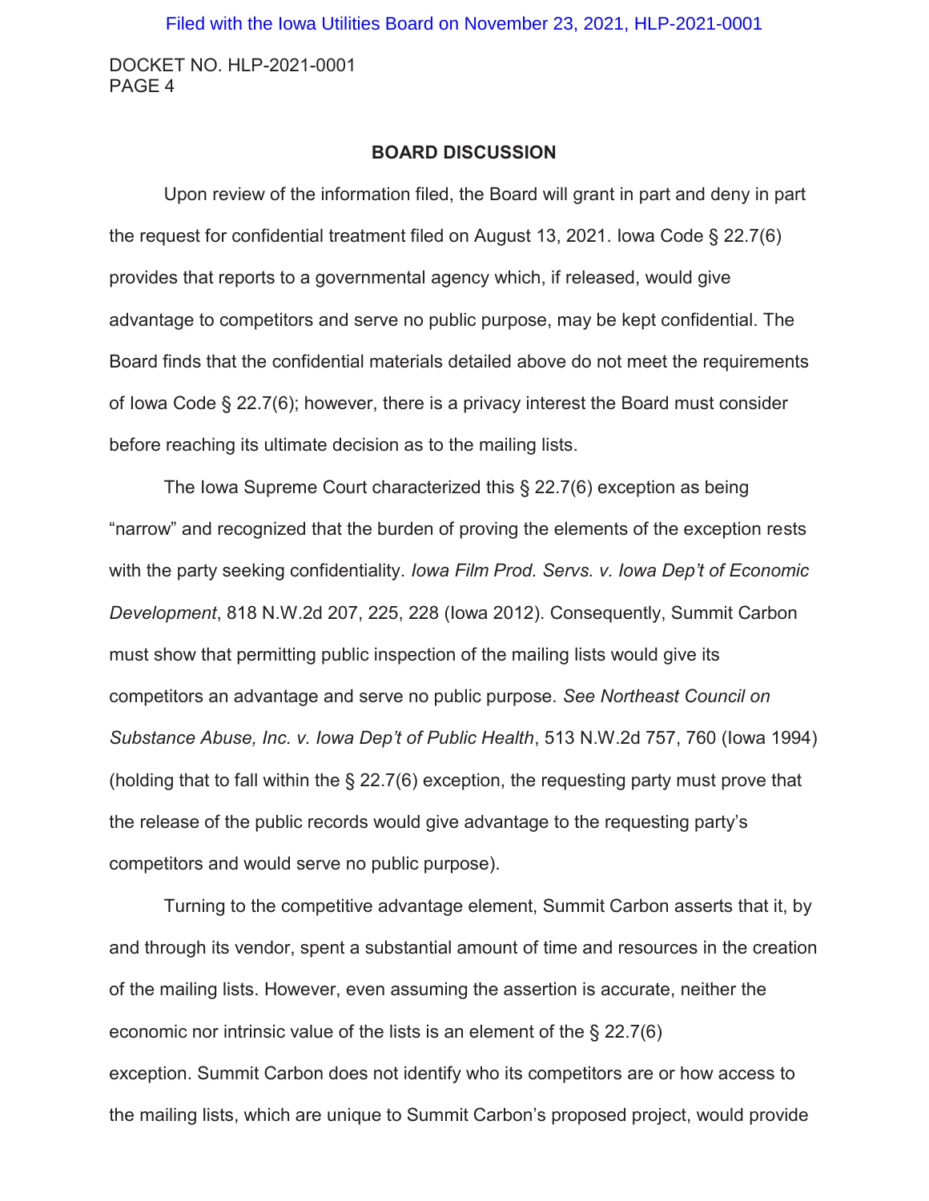## BOARD DISCUSSION

Upon review of the information filed, the Board will grant in part and deny in part the request for confidential treatment filed on August 13, 2021. Iowa Code § 22.7(6) provides that reports to a governmental agency which, if released, would give advantage to competitors and serve no public purpose, may be kept confidential. The Board finds that the confidential materials detailed above do not meet the requirements of Iowa Code § 22.7(6); however, there is a privacy interest the Board must consider before reaching its ultimate decision as to the mailing lists.

The Iowa Supreme Court characterized this § 22.7(6) exception as being "narrow" and recognized that the burden of proving the elements of the exception rests with the party seeking confidentiality. *Iowa Film Prod. Servs. v. Iowa Dep't of Economic Development*, 818 N.W.2d 207, 225, 228 (Iowa 2012). Consequently, Summit Carbon must show that permitting public inspection of the mailing lists would give its competitors an advantage and serve no public purpose. *See Northeast Council on Substance Abuse, Inc. v. Iowa Dep't of Public Health*, 513 N.W.2d 757, 760 (Iowa 1994) (holding that to fall within the § 22.7(6) exception, the requesting party must prove that the release of the public records would give advantage to the requesting party's competitors and would serve no public purpose).

Turning to the competitive advantage element, Summit Carbon asserts that it, by and through its vendor, spent a substantial amount of time and resources in the creation of the mailing lists. However, even assuming the assertion is accurate, neither the economic nor intrinsic value of the lists is an element of the § 22.7(6) exception. Summit Carbon does not identify who its competitors are or how access to the mailing lists, which are unique to Summit Carbon's proposed project, would provide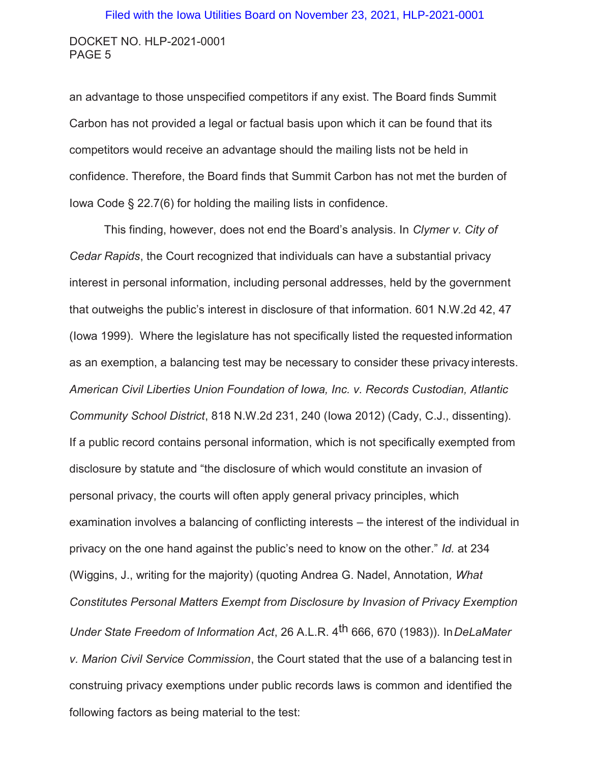an advantage to those unspecified competitors if any exist. The Board finds Summit Carbon has not provided a legal or factual basis upon which it can be found that its competitors would receive an advantage should the mailing lists not be held in confidence. Therefore, the Board finds that Summit Carbon has not met the burden of Iowa Code § 22.7(6) for holding the mailing lists in confidence.

This finding, however, does not end the Board's analysis. In *Clymer v. City of Cedar Rapids*, the Court recognized that individuals can have a substantial privacy interest in personal information, including personal addresses, held by the government that outweighs the public's interest in disclosure of that information. 601 N.W.2d 42, 47 (Iowa 1999). Where the legislature has not specifically listed the requested information as an exemption, a balancing test may be necessary to consider these privacy interests. *American Civil Liberties Union Foundation of Iowa, Inc. v. Records Custodian, Atlantic Community School District*, 818 N.W.2d 231, 240 (Iowa 2012) (Cady, C.J., dissenting). If a public record contains personal information, which is not specifically exempted from disclosure by statute and "the disclosure of which would constitute an invasion of personal privacy, the courts will often apply general privacy principles, which examination involves a balancing of conflicting interests – the interest of the individual in privacy on the one hand against the public's need to know on the other." *Id.* at 234 (Wiggins, J., writing for the majority) (quoting Andrea G. Nadel, Annotation*, What Constitutes Personal Matters Exempt from Disclosure by Invasion of Privacy Exemption Under State Freedom of Information Act*, 26 A.L.R. 4th 666, 670 (1983)). In *DeLaMater v. Marion Civil Service Commission*, the Court stated that the use of a balancing test in construing privacy exemptions under public records laws is common and identified the following factors as being material to the test: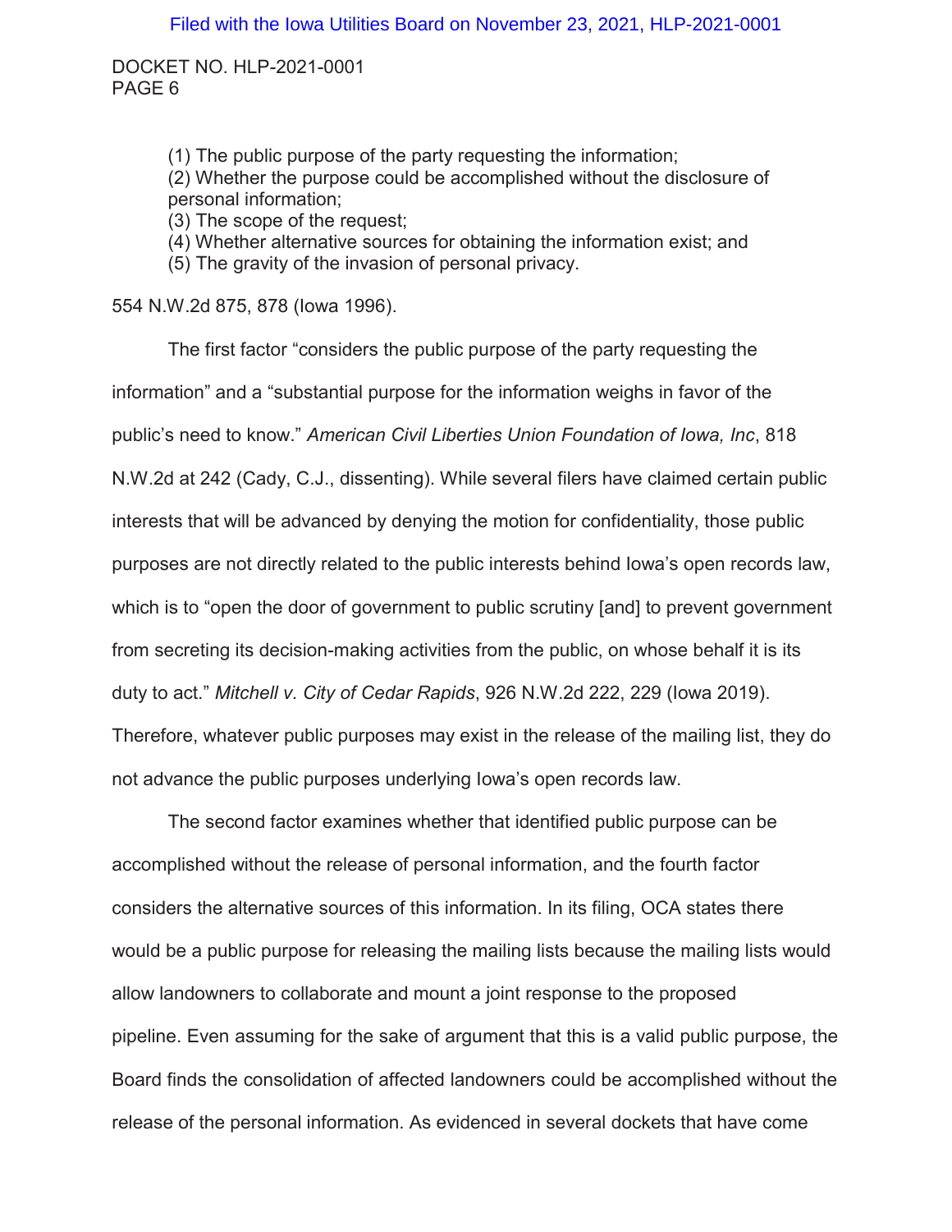(1) The public purpose of the party requesting the information;
(2) Whether the purpose could be accomplished without the disclosure of personal information;
(3) The scope of the request;
(4) Whether alternative sources for obtaining the information exist; and
(5) The gravity of the invasion of personal privacy.

554 N.W.2d 875, 878 (Iowa 1996).

The first factor "considers the public purpose of the party requesting the information" and a "substantial purpose for the information weighs in favor of the public's need to know." *American Civil Liberties Union Foundation of Iowa, Inc*, 818 N.W.2d at 242 (Cady, C.J., dissenting). While several filers have claimed certain public interests that will be advanced by denying the motion for confidentiality, those public purposes are not directly related to the public interests behind Iowa's open records law, which is to "open the door of government to public scrutiny [and] to prevent government from secreting its decision-making activities from the public, on whose behalf it is its duty to act." *Mitchell v. City of Cedar Rapids*, 926 N.W.2d 222, 229 (Iowa 2019). Therefore, whatever public purposes may exist in the release of the mailing list, they do not advance the public purposes underlying Iowa's open records law.

The second factor examines whether that identified public purpose can be accomplished without the release of personal information, and the fourth factor considers the alternative sources of this information. In its filing, OCA states there would be a public purpose for releasing the mailing lists because the mailing lists would allow landowners to collaborate and mount a joint response to the proposed pipeline. Even assuming for the sake of argument that this is a valid public purpose, the Board finds the consolidation of affected landowners could be accomplished without the release of the personal information. As evidenced in several dockets that have come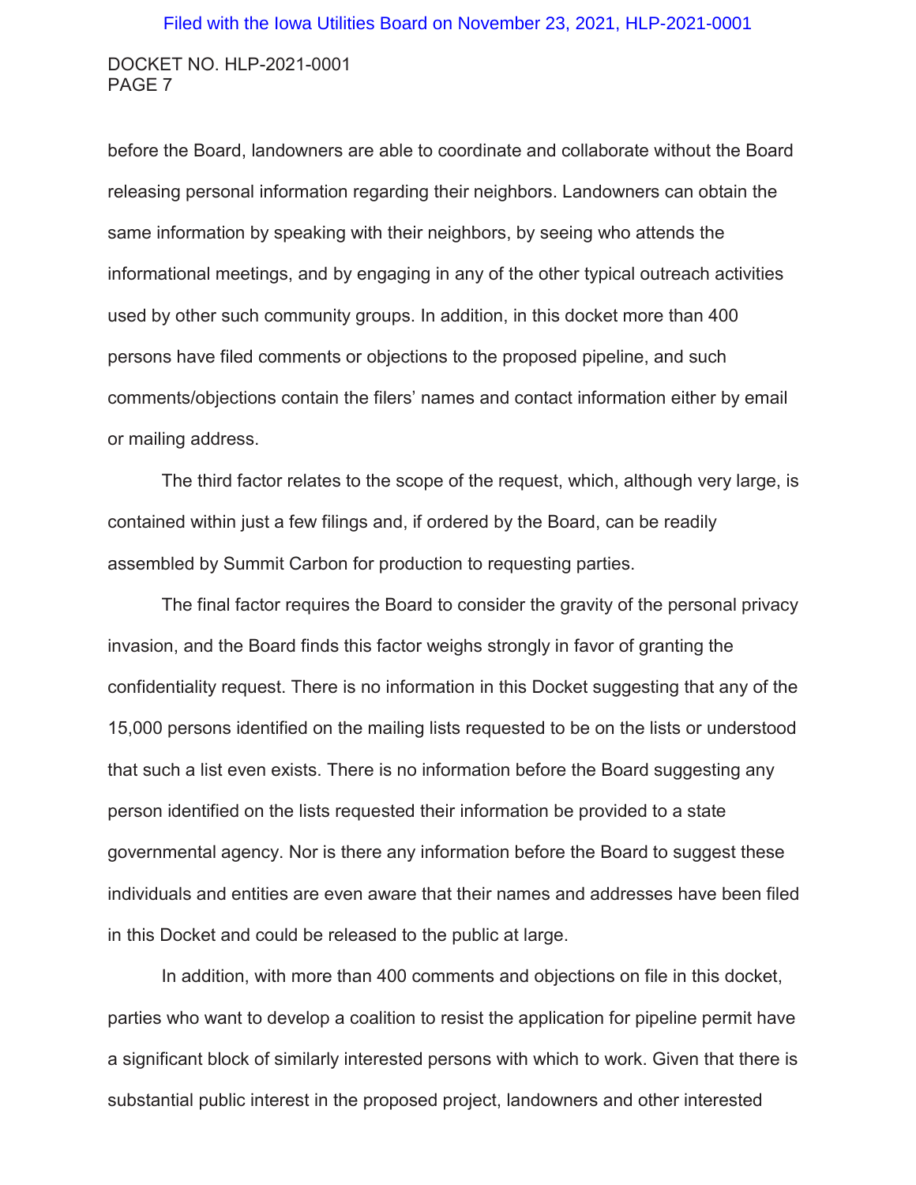before the Board, landowners are able to coordinate and collaborate without the Board releasing personal information regarding their neighbors. Landowners can obtain the same information by speaking with their neighbors, by seeing who attends the informational meetings, and by engaging in any of the other typical outreach activities used by other such community groups. In addition, in this docket more than 400 persons have filed comments or objections to the proposed pipeline, and such comments/objections contain the filers' names and contact information either by email or mailing address.

The third factor relates to the scope of the request, which, although very large, is contained within just a few filings and, if ordered by the Board, can be readily assembled by Summit Carbon for production to requesting parties.

The final factor requires the Board to consider the gravity of the personal privacy invasion, and the Board finds this factor weighs strongly in favor of granting the confidentiality request. There is no information in this Docket suggesting that any of the 15,000 persons identified on the mailing lists requested to be on the lists or understood that such a list even exists. There is no information before the Board suggesting any person identified on the lists requested their information be provided to a state governmental agency. Nor is there any information before the Board to suggest these individuals and entities are even aware that their names and addresses have been filed in this Docket and could be released to the public at large.

In addition, with more than 400 comments and objections on file in this docket, parties who want to develop a coalition to resist the application for pipeline permit have a significant block of similarly interested persons with which to work. Given that there is substantial public interest in the proposed project, landowners and other interested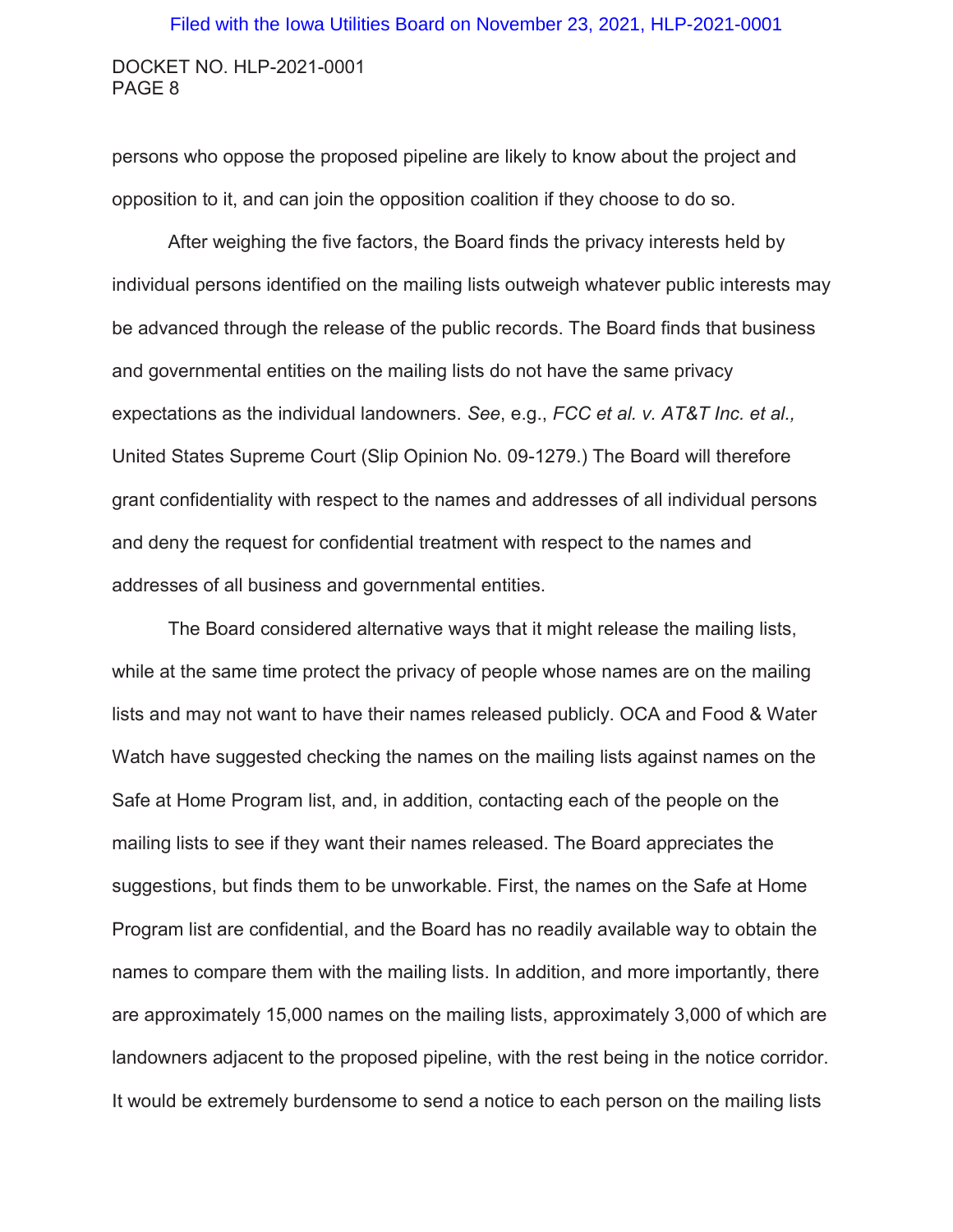persons who oppose the proposed pipeline are likely to know about the project and opposition to it, and can join the opposition coalition if they choose to do so.

After weighing the five factors, the Board finds the privacy interests held by individual persons identified on the mailing lists outweigh whatever public interests may be advanced through the release of the public records. The Board finds that business and governmental entities on the mailing lists do not have the same privacy expectations as the individual landowners. *See*, e.g., *FCC et al. v. AT&T Inc. et al.,* United States Supreme Court (Slip Opinion No. 09-1279.) The Board will therefore grant confidentiality with respect to the names and addresses of all individual persons and deny the request for confidential treatment with respect to the names and addresses of all business and governmental entities.

The Board considered alternative ways that it might release the mailing lists, while at the same time protect the privacy of people whose names are on the mailing lists and may not want to have their names released publicly. OCA and Food & Water Watch have suggested checking the names on the mailing lists against names on the Safe at Home Program list, and, in addition, contacting each of the people on the mailing lists to see if they want their names released. The Board appreciates the suggestions, but finds them to be unworkable. First, the names on the Safe at Home Program list are confidential, and the Board has no readily available way to obtain the names to compare them with the mailing lists. In addition, and more importantly, there are approximately 15,000 names on the mailing lists, approximately 3,000 of which are landowners adjacent to the proposed pipeline, with the rest being in the notice corridor. It would be extremely burdensome to send a notice to each person on the mailing lists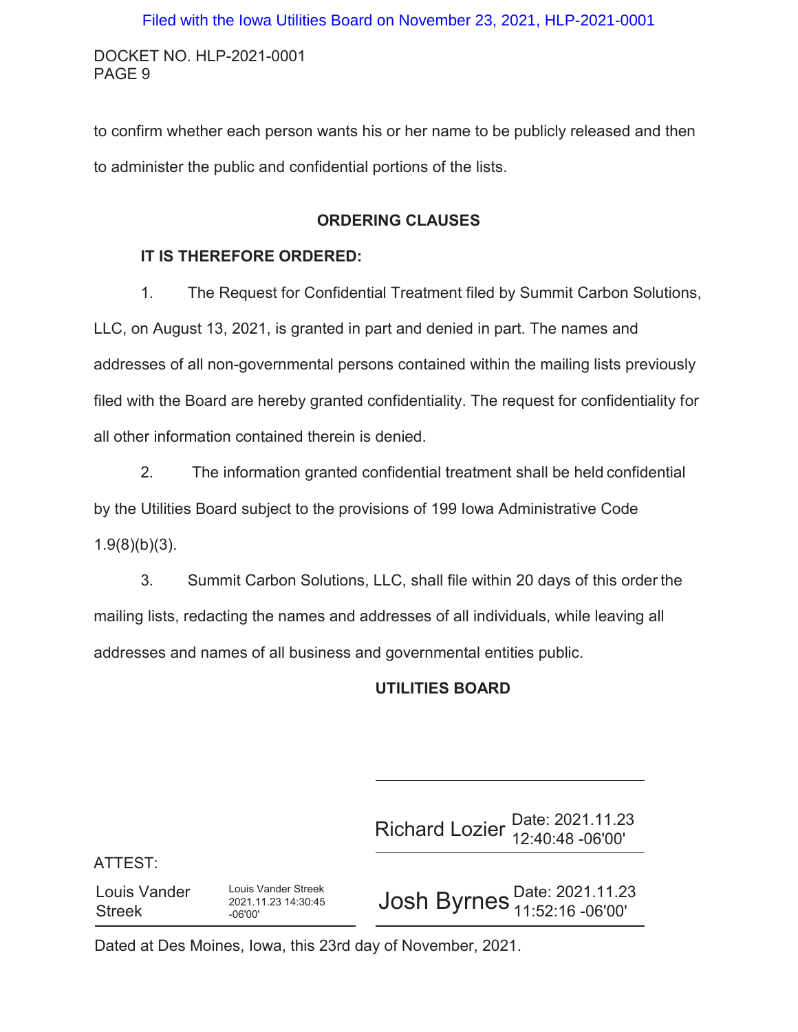to confirm whether each person wants his or her name to be publicly released and then to administer the public and confidential portions of the lists.

## ORDERING CLAUSES

**IT IS THEREFORE ORDERED:**

1. The Request for Confidential Treatment filed by Summit Carbon Solutions, LLC, on August 13, 2021, is granted in part and denied in part. The names and addresses of all non-governmental persons contained within the mailing lists previously filed with the Board are hereby granted confidentiality. The request for confidentiality for all other information contained therein is denied.

2. The information granted confidential treatment shall be held confidential by the Utilities Board subject to the provisions of 199 Iowa Administrative Code 1.9(8)(b)(3).

3. Summit Carbon Solutions, LLC, shall file within 20 days of this order the mailing lists, redacting the names and addresses of all individuals, while leaving all addresses and names of all business and governmental entities public.

**UTILITIES BOARD**

Richard Lozier Date: 2021.11.23 12:40:48 -06'00'

ATTEST:

Louis Vander Streek Louis Vander Streek 2021.11.23 14:30:45 -06'00'

Josh Byrnes Date: 2021.11.23 11:52:16 -06'00'

Dated at Des Moines, Iowa, this 23rd day of November, 2021.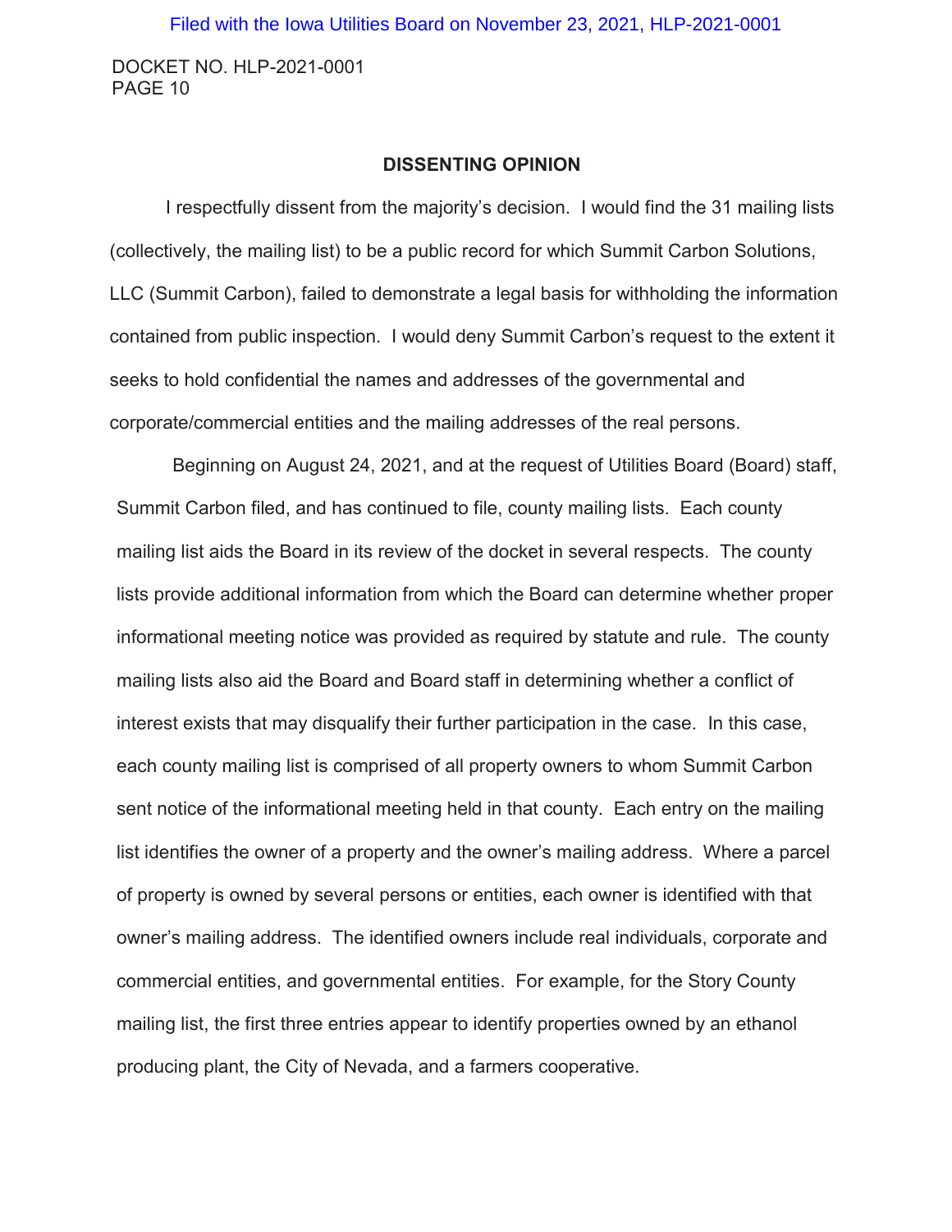## DISSENTING OPINION

I respectfully dissent from the majority's decision. I would find the 31 mailing lists (collectively, the mailing list) to be a public record for which Summit Carbon Solutions, LLC (Summit Carbon), failed to demonstrate a legal basis for withholding the information contained from public inspection. I would deny Summit Carbon's request to the extent it seeks to hold confidential the names and addresses of the governmental and corporate/commercial entities and the mailing addresses of the real persons.

Beginning on August 24, 2021, and at the request of Utilities Board (Board) staff, Summit Carbon filed, and has continued to file, county mailing lists. Each county mailing list aids the Board in its review of the docket in several respects. The county lists provide additional information from which the Board can determine whether proper informational meeting notice was provided as required by statute and rule. The county mailing lists also aid the Board and Board staff in determining whether a conflict of interest exists that may disqualify their further participation in the case. In this case, each county mailing list is comprised of all property owners to whom Summit Carbon sent notice of the informational meeting held in that county. Each entry on the mailing list identifies the owner of a property and the owner's mailing address. Where a parcel of property is owned by several persons or entities, each owner is identified with that owner's mailing address. The identified owners include real individuals, corporate and commercial entities, and governmental entities. For example, for the Story County mailing list, the first three entries appear to identify properties owned by an ethanol producing plant, the City of Nevada, and a farmers cooperative.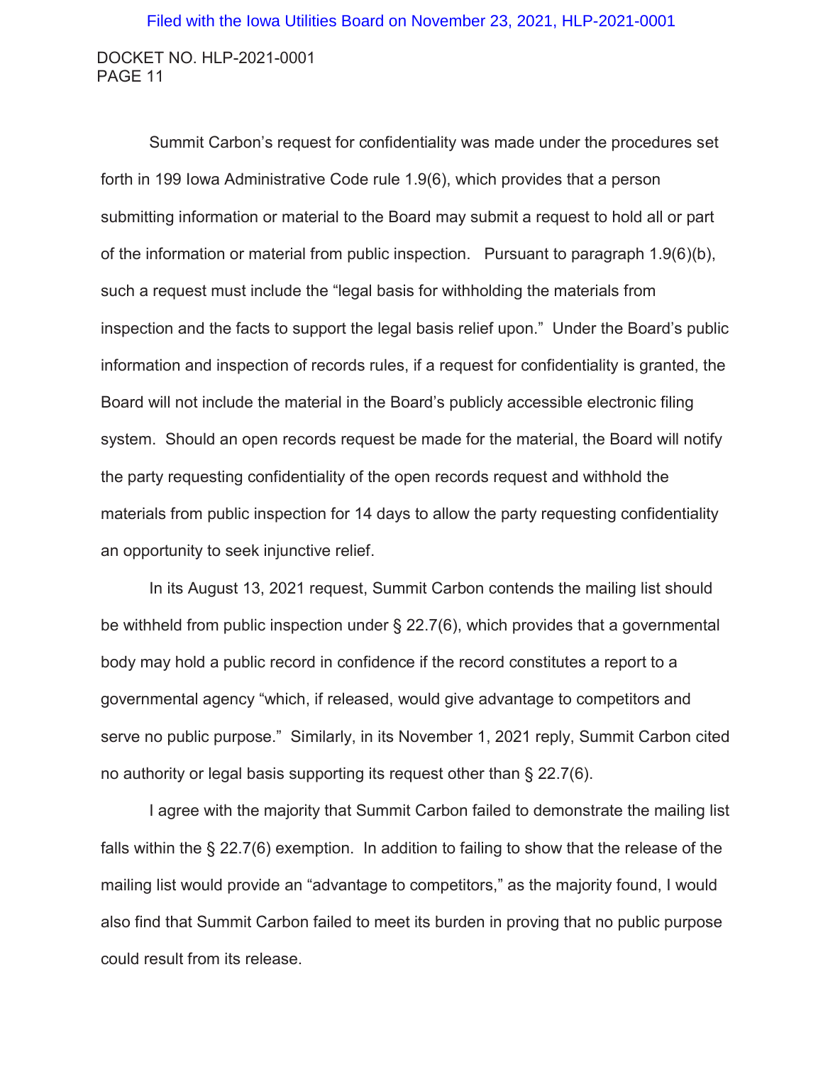Summit Carbon's request for confidentiality was made under the procedures set forth in 199 Iowa Administrative Code rule 1.9(6), which provides that a person submitting information or material to the Board may submit a request to hold all or part of the information or material from public inspection. Pursuant to paragraph 1.9(6)(b), such a request must include the "legal basis for withholding the materials from inspection and the facts to support the legal basis relief upon." Under the Board's public information and inspection of records rules, if a request for confidentiality is granted, the Board will not include the material in the Board's publicly accessible electronic filing system. Should an open records request be made for the material, the Board will notify the party requesting confidentiality of the open records request and withhold the materials from public inspection for 14 days to allow the party requesting confidentiality an opportunity to seek injunctive relief.

In its August 13, 2021 request, Summit Carbon contends the mailing list should be withheld from public inspection under § 22.7(6), which provides that a governmental body may hold a public record in confidence if the record constitutes a report to a governmental agency "which, if released, would give advantage to competitors and serve no public purpose." Similarly, in its November 1, 2021 reply, Summit Carbon cited no authority or legal basis supporting its request other than § 22.7(6).

I agree with the majority that Summit Carbon failed to demonstrate the mailing list falls within the § 22.7(6) exemption. In addition to failing to show that the release of the mailing list would provide an "advantage to competitors," as the majority found, I would also find that Summit Carbon failed to meet its burden in proving that no public purpose could result from its release.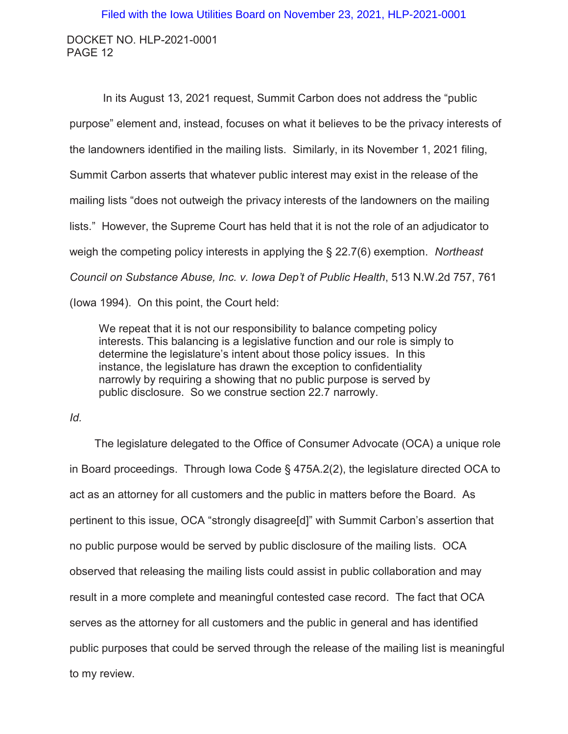In its August 13, 2021 request, Summit Carbon does not address the "public purpose" element and, instead, focuses on what it believes to be the privacy interests of the landowners identified in the mailing lists. Similarly, in its November 1, 2021 filing, Summit Carbon asserts that whatever public interest may exist in the release of the mailing lists "does not outweigh the privacy interests of the landowners on the mailing lists." However, the Supreme Court has held that it is not the role of an adjudicator to weigh the competing policy interests in applying the § 22.7(6) exemption. *Northeast Council on Substance Abuse, Inc. v. Iowa Dep't of Public Health*, 513 N.W.2d 757, 761 (Iowa 1994). On this point, the Court held:

> We repeat that it is not our responsibility to balance competing policy interests. This balancing is a legislative function and our role is simply to determine the legislature's intent about those policy issues. In this instance, the legislature has drawn the exception to confidentiality narrowly by requiring a showing that no public purpose is served by public disclosure. So we construe section 22.7 narrowly.

*Id.*

The legislature delegated to the Office of Consumer Advocate (OCA) a unique role in Board proceedings. Through Iowa Code § 475A.2(2), the legislature directed OCA to act as an attorney for all customers and the public in matters before the Board. As pertinent to this issue, OCA "strongly disagree[d]" with Summit Carbon's assertion that no public purpose would be served by public disclosure of the mailing lists. OCA observed that releasing the mailing lists could assist in public collaboration and may result in a more complete and meaningful contested case record. The fact that OCA serves as the attorney for all customers and the public in general and has identified public purposes that could be served through the release of the mailing list is meaningful to my review.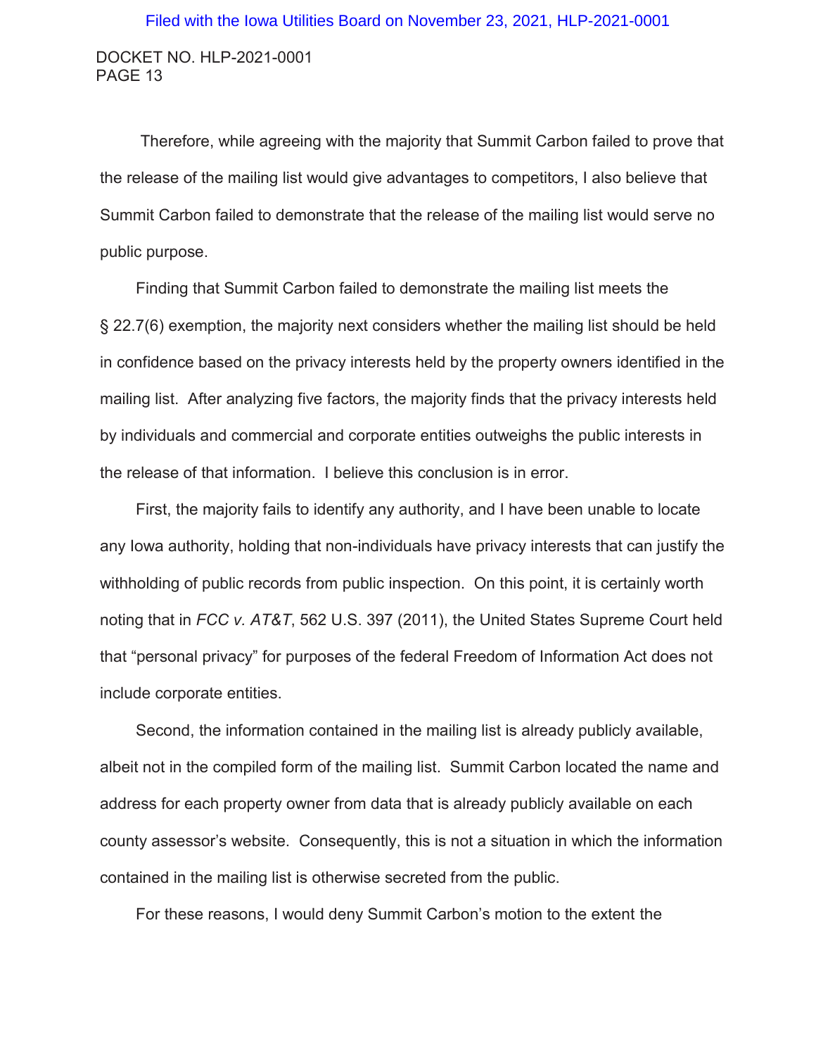Therefore, while agreeing with the majority that Summit Carbon failed to prove that the release of the mailing list would give advantages to competitors, I also believe that Summit Carbon failed to demonstrate that the release of the mailing list would serve no public purpose.

Finding that Summit Carbon failed to demonstrate the mailing list meets the § 22.7(6) exemption, the majority next considers whether the mailing list should be held in confidence based on the privacy interests held by the property owners identified in the mailing list. After analyzing five factors, the majority finds that the privacy interests held by individuals and commercial and corporate entities outweighs the public interests in the release of that information. I believe this conclusion is in error.

First, the majority fails to identify any authority, and I have been unable to locate any Iowa authority, holding that non-individuals have privacy interests that can justify the withholding of public records from public inspection. On this point, it is certainly worth noting that in *FCC v. AT&T*, 562 U.S. 397 (2011), the United States Supreme Court held that "personal privacy" for purposes of the federal Freedom of Information Act does not include corporate entities.

Second, the information contained in the mailing list is already publicly available, albeit not in the compiled form of the mailing list. Summit Carbon located the name and address for each property owner from data that is already publicly available on each county assessor's website. Consequently, this is not a situation in which the information contained in the mailing list is otherwise secreted from the public.

For these reasons, I would deny Summit Carbon's motion to the extent the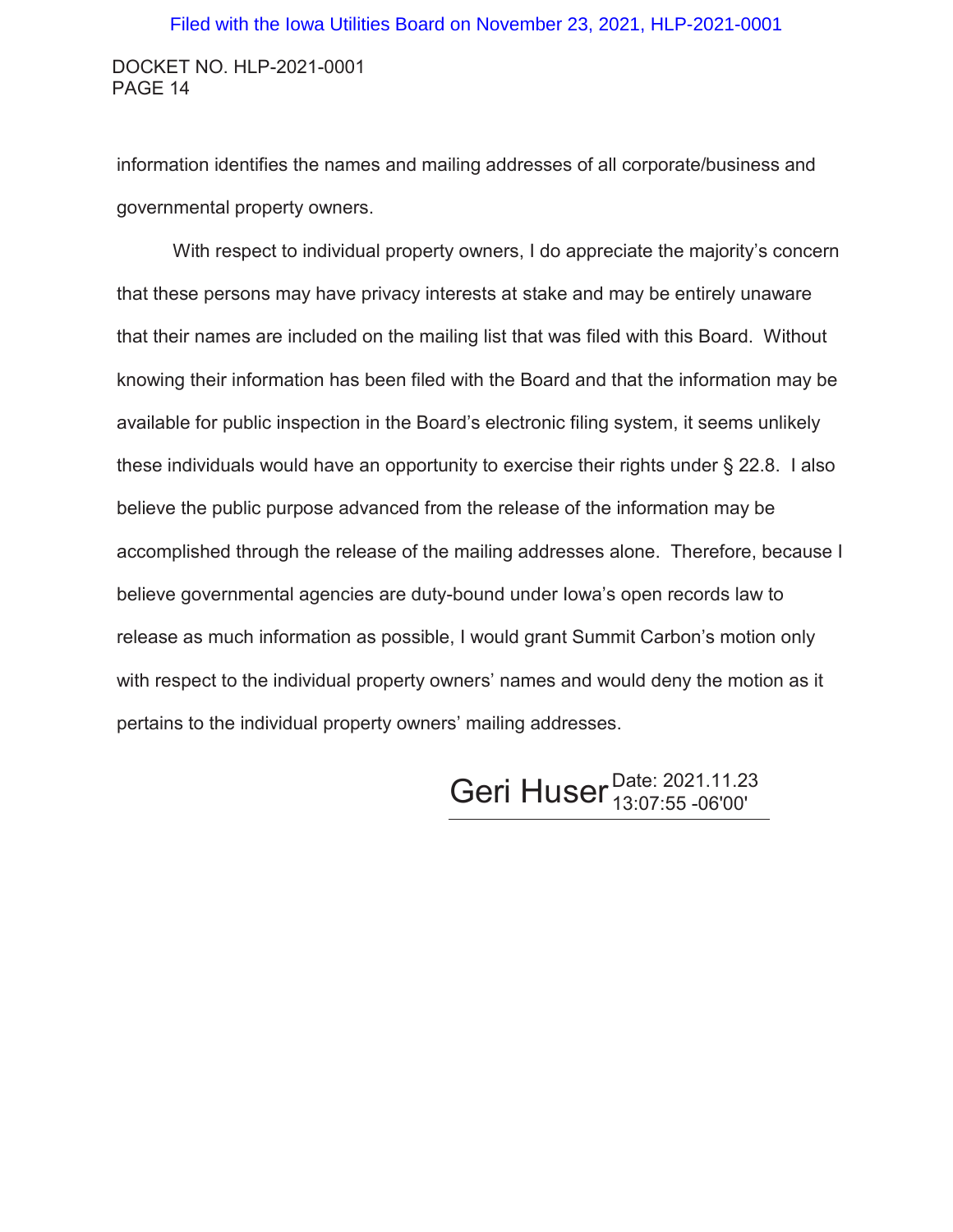information identifies the names and mailing addresses of all corporate/business and governmental property owners.

With respect to individual property owners, I do appreciate the majority's concern that these persons may have privacy interests at stake and may be entirely unaware that their names are included on the mailing list that was filed with this Board. Without knowing their information has been filed with the Board and that the information may be available for public inspection in the Board's electronic filing system, it seems unlikely these individuals would have an opportunity to exercise their rights under § 22.8. I also believe the public purpose advanced from the release of the information may be accomplished through the release of the mailing addresses alone. Therefore, because I believe governmental agencies are duty-bound under Iowa's open records law to release as much information as possible, I would grant Summit Carbon's motion only with respect to the individual property owners' names and would deny the motion as it pertains to the individual property owners' mailing addresses.

Geri Huser Date: 2021.11.23 13:07:55 -06'00'